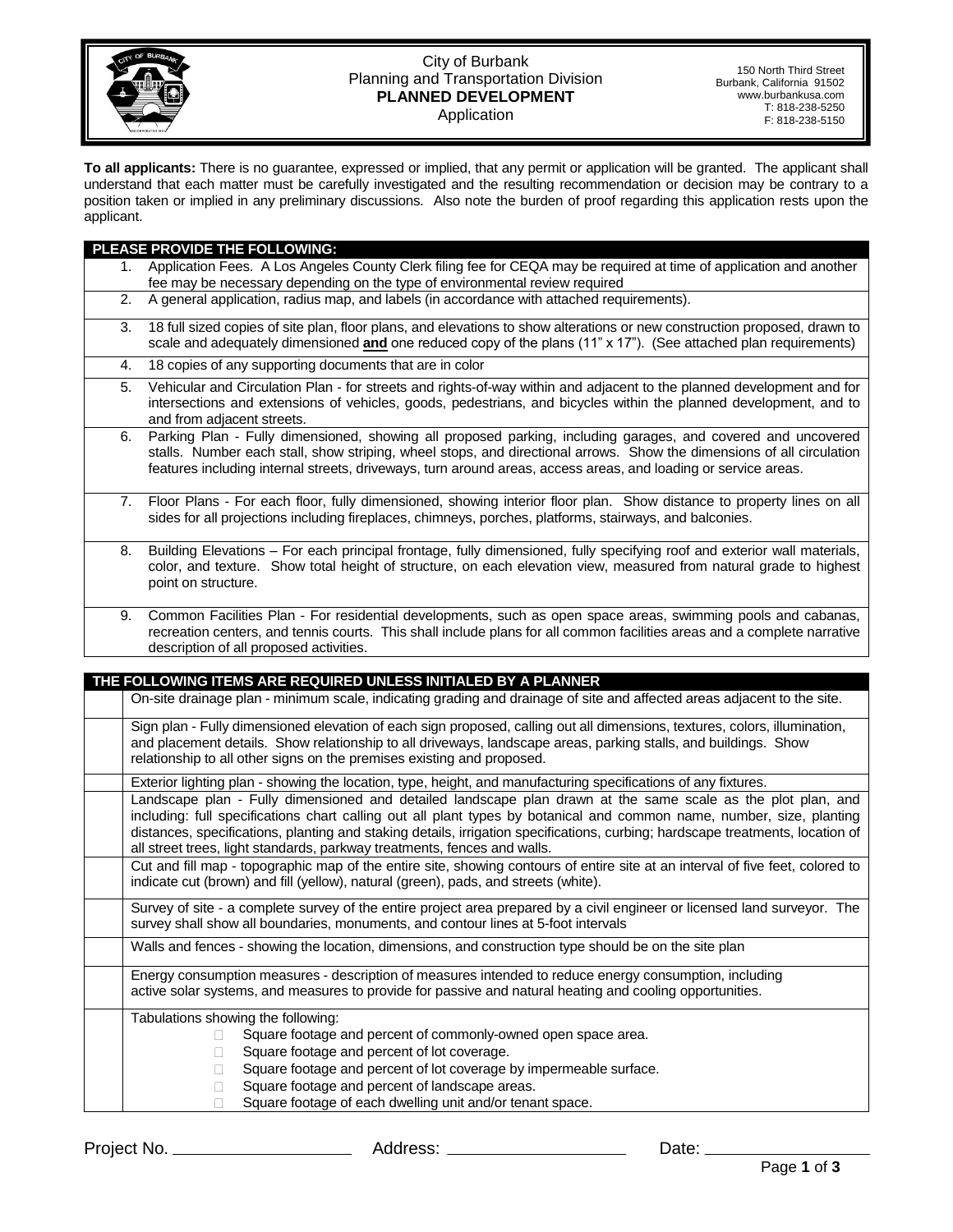City of Burbank
Planning and Transportation Division
**PLANNED DEVELOPMENT**
Application

150 North Third Street
Burbank, California 91502
www.burbankusa.com
T: 818-238-5250
F: 818-238-5150

**To all applicants:** There is no guarantee, expressed or implied, that any permit or application will be granted. The applicant shall understand that each matter must be carefully investigated and the resulting recommendation or decision may be contrary to a position taken or implied in any preliminary discussions. Also note the burden of proof regarding this application rests upon the applicant.

| PLEASE PROVIDE THE FOLLOWING: | |
|---|---|
| 1. | Application Fees. A Los Angeles County Clerk filing fee for CEQA may be required at time of application and another fee may be necessary depending on the type of environmental review required |
| 2. | A general application, radius map, and labels (in accordance with attached requirements). |
| 3. | 18 full sized copies of site plan, floor plans, and elevations to show alterations or new construction proposed, drawn to scale and adequately dimensioned **and** one reduced copy of the plans (11" x 17"). (See attached plan requirements) |
| 4. | 18 copies of any supporting documents that are in color |
| 5. | Vehicular and Circulation Plan - for streets and rights-of-way within and adjacent to the planned development and for intersections and extensions of vehicles, goods, pedestrians, and bicycles within the planned development, and to and from adjacent streets. |
| 6. | Parking Plan - Fully dimensioned, showing all proposed parking, including garages, and covered and uncovered stalls. Number each stall, show striping, wheel stops, and directional arrows. Show the dimensions of all circulation features including internal streets, driveways, turn around areas, access areas, and loading or service areas. |
| 7. | Floor Plans - For each floor, fully dimensioned, showing interior floor plan. Show distance to property lines on all sides for all projections including fireplaces, chimneys, porches, platforms, stairways, and balconies. |
| 8. | Building Elevations – For each principal frontage, fully dimensioned, fully specifying roof and exterior wall materials, color, and texture. Show total height of structure, on each elevation view, measured from natural grade to highest point on structure. |
| 9. | Common Facilities Plan - For residential developments, such as open space areas, swimming pools and cabanas, recreation centers, and tennis courts. This shall include plans for all common facilities areas and a complete narrative description of all proposed activities. |

| THE FOLLOWING ITEMS ARE REQUIRED UNLESS INITIALED BY A PLANNER | |
|---|---|
| | On-site drainage plan - minimum scale, indicating grading and drainage of site and affected areas adjacent to the site. |
| | Sign plan - Fully dimensioned elevation of each sign proposed, calling out all dimensions, textures, colors, illumination, and placement details. Show relationship to all driveways, landscape areas, parking stalls, and buildings. Show relationship to all other signs on the premises existing and proposed. |
| | Exterior lighting plan - showing the location, type, height, and manufacturing specifications of any fixtures. |
| | Landscape plan - Fully dimensioned and detailed landscape plan drawn at the same scale as the plot plan, and including: full specifications chart calling out all plant types by botanical and common name, number, size, planting distances, specifications, planting and staking details, irrigation specifications, curbing; hardscape treatments, location of all street trees, light standards, parkway treatments, fences and walls. |
| | Cut and fill map - topographic map of the entire site, showing contours of entire site at an interval of five feet, colored to indicate cut (brown) and fill (yellow), natural (green), pads, and streets (white). |
| | Survey of site - a complete survey of the entire project area prepared by a civil engineer or licensed land surveyor. The survey shall show all boundaries, monuments, and contour lines at 5-foot intervals |
| | Walls and fences - showing the location, dimensions, and construction type should be on the site plan |
| | Energy consumption measures - description of measures intended to reduce energy consumption, including active solar systems, and measures to provide for passive and natural heating and cooling opportunities. |
| | Tabulations showing the following: ☐ Square footage and percent of commonly-owned open space area. ☐ Square footage and percent of lot coverage. ☐ Square footage and percent of lot coverage by impermeable surface. ☐ Square footage and percent of landscape areas. ☐ Square footage of each dwelling unit and/or tenant space. |

Project No. \_\_\_\_\_\_\_\_\_\_\_\_\_\_\_\_ Address: \_\_\_\_\_\_\_\_\_\_\_\_\_\_\_\_ Date: \_\_\_\_\_\_\_\_\_\_\_\_\_\_\_\_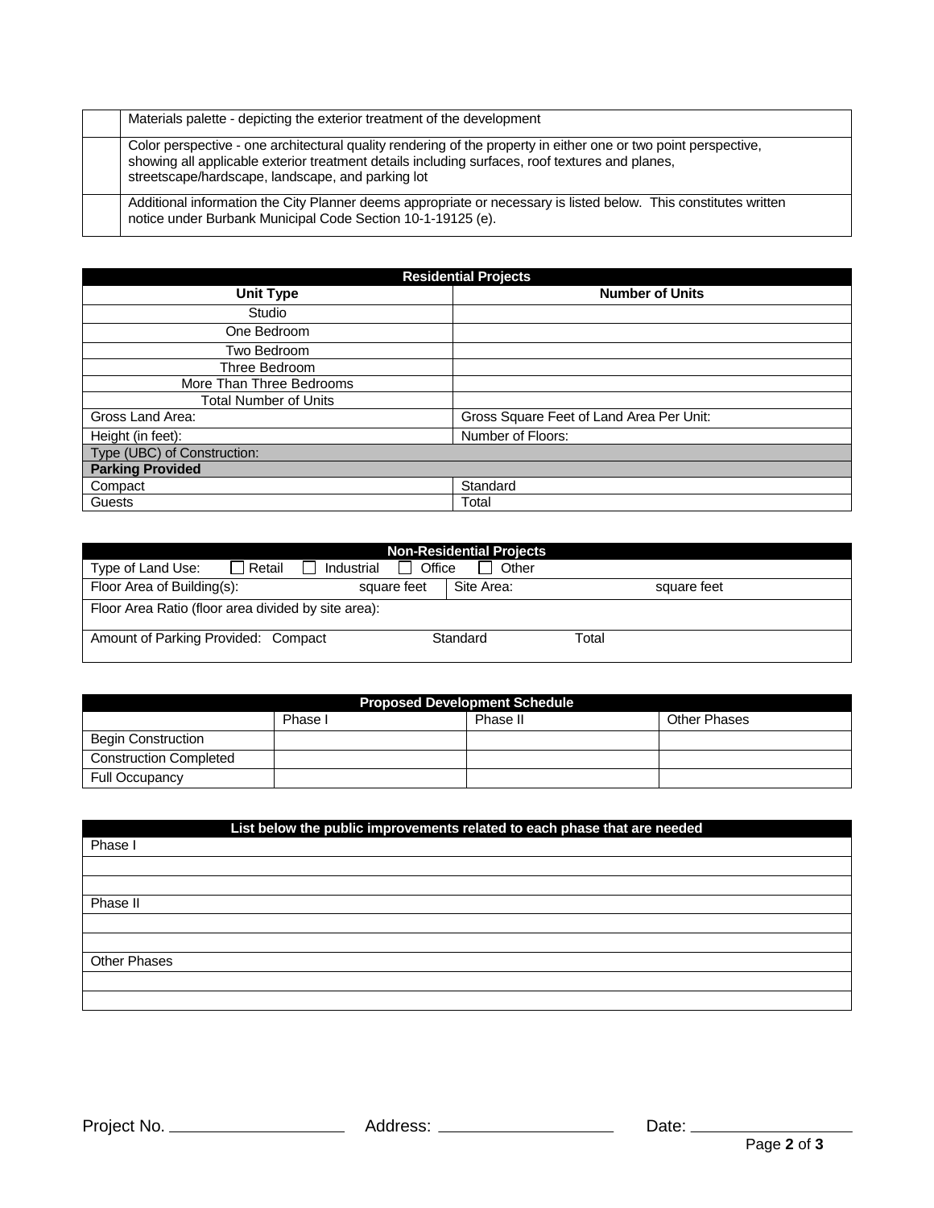| | |
|---|---|
| | Materials palette - depicting the exterior treatment of the development |
| | Color perspective - one architectural quality rendering of the property in either one or two point perspective, showing all applicable exterior treatment details including surfaces, roof textures and planes, streetscape/hardscape, landscape, and parking lot |
| | Additional information the City Planner deems appropriate or necessary is listed below. This constitutes written notice under Burbank Municipal Code Section 10-1-19125 (e). |

| Residential Projects | |
|---|---|
| **Unit Type** | **Number of Units** |
| Studio | |
| One Bedroom | |
| Two Bedroom | |
| Three Bedroom | |
| More Than Three Bedrooms | |
| Total Number of Units | |
| Gross Land Area: | Gross Square Feet of Land Area Per Unit: |
| Height (in feet): | Number of Floors: |
| Type (UBC) of Construction: | |
| **Parking Provided** | |
| Compact | Standard |
| Guests | Total |

| Non-Residential Projects | |
|---|---|
| Type of Land Use: ☐ Retail ☐ Industrial ☐ Office ☐ Other | |
| Floor Area of Building(s): square feet | Site Area: square feet |
| Floor Area Ratio (floor area divided by site area): | |
| Amount of Parking Provided: Compact Standard Total | |

| Proposed Development Schedule | | | |
|---|---|---|---|
| | Phase I | Phase II | Other Phases |
| Begin Construction | | | |
| Construction Completed | | | |
| Full Occupancy | | | |

| List below the public improvements related to each phase that are needed |
|---|
| Phase I |
| |
| |
| Phase II |
| |
| |
| Other Phases |
| |
| |

Project No. ____________ Address: ____________ Date: ____________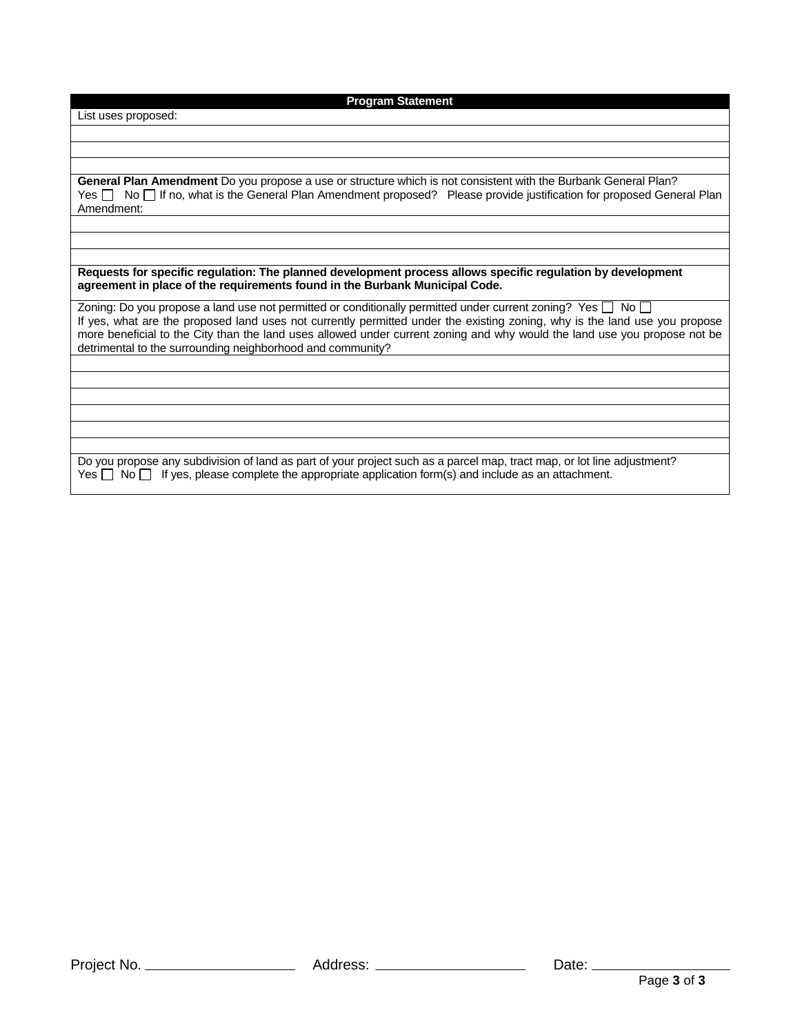## Program Statement

List uses proposed:

**General Plan Amendment** Do you propose a use or structure which is not consistent with the Burbank General Plan?
Yes ☐ No ☐ If no, what is the General Plan Amendment proposed? Please provide justification for proposed General Plan Amendment:

**Requests for specific regulation: The planned development process allows specific regulation by development agreement in place of the requirements found in the Burbank Municipal Code.**

Zoning: Do you propose a land use not permitted or conditionally permitted under current zoning? Yes ☐ No ☐
If yes, what are the proposed land uses not currently permitted under the existing zoning, why is the land use you propose more beneficial to the City than the land uses allowed under current zoning and why would the land use you propose not be detrimental to the surrounding neighborhood and community?

Do you propose any subdivision of land as part of your project such as a parcel map, tract map, or lot line adjustment?
Yes ☐ No ☐ If yes, please complete the appropriate application form(s) and include as an attachment.

Project No. \_\_\_\_\_\_\_\_\_\_\_\_\_\_\_\_ Address: \_\_\_\_\_\_\_\_\_\_\_\_\_\_\_\_ Date: \_\_\_\_\_\_\_\_\_\_\_\_\_\_\_\_